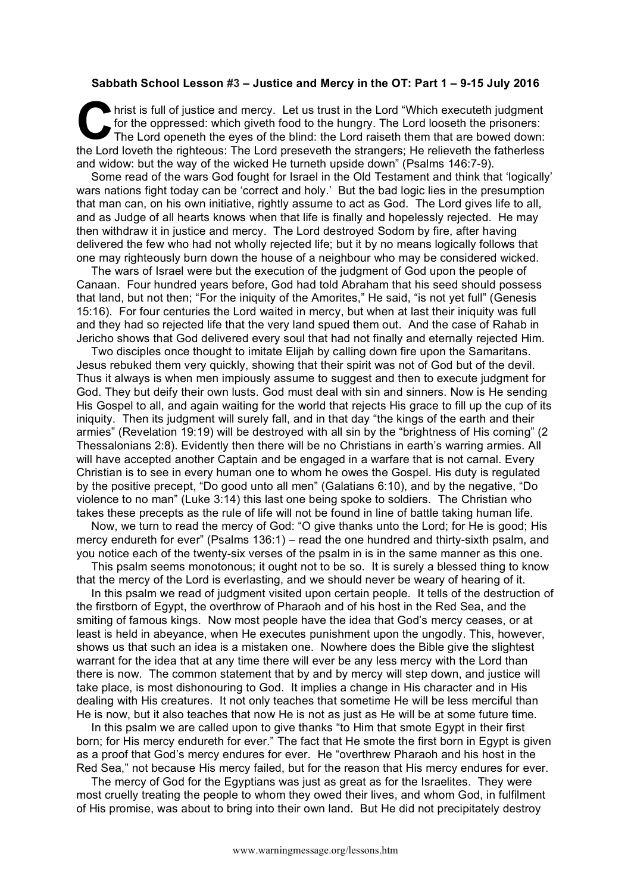**Sabbath School Lesson #3 – Justice and Mercy in the OT: Part 1 – 9-15 July 2016**

Christ is full of justice and mercy. Let us trust in the Lord "Which executeth judgment for the oppressed: which giveth food to the hungry. The Lord looseth the prisoners: The Lord openeth the eyes of the blind: the Lord raiseth them that are bowed down: the Lord loveth the righteous: The Lord preseveth the strangers; He relieveth the fatherless and widow: but the way of the wicked He turneth upside down" (Psalms 146:7-9).

Some read of the wars God fought for Israel in the Old Testament and think that 'logically' wars nations fight today can be 'correct and holy.' But the bad logic lies in the presumption that man can, on his own initiative, rightly assume to act as God. The Lord gives life to all, and as Judge of all hearts knows when that life is finally and hopelessly rejected. He may then withdraw it in justice and mercy. The Lord destroyed Sodom by fire, after having delivered the few who had not wholly rejected life; but it by no means logically follows that one may righteously burn down the house of a neighbour who may be considered wicked.

The wars of Israel were but the execution of the judgment of God upon the people of Canaan. Four hundred years before, God had told Abraham that his seed should possess that land, but not then; "For the iniquity of the Amorites," He said, "is not yet full" (Genesis 15:16). For four centuries the Lord waited in mercy, but when at last their iniquity was full and they had so rejected life that the very land spued them out. And the case of Rahab in Jericho shows that God delivered every soul that had not finally and eternally rejected Him.

Two disciples once thought to imitate Elijah by calling down fire upon the Samaritans. Jesus rebuked them very quickly, showing that their spirit was not of God but of the devil. Thus it always is when men impiously assume to suggest and then to execute judgment for God. They but deify their own lusts. God must deal with sin and sinners. Now is He sending His Gospel to all, and again waiting for the world that rejects His grace to fill up the cup of its iniquity. Then its judgment will surely fall, and in that day "the kings of the earth and their armies" (Revelation 19:19) will be destroyed with all sin by the "brightness of His coming" (2 Thessalonians 2:8). Evidently then there will be no Christians in earth's warring armies. All will have accepted another Captain and be engaged in a warfare that is not carnal. Every Christian is to see in every human one to whom he owes the Gospel. His duty is regulated by the positive precept, "Do good unto all men" (Galatians 6:10), and by the negative, "Do violence to no man" (Luke 3:14) this last one being spoke to soldiers. The Christian who takes these precepts as the rule of life will not be found in line of battle taking human life.

Now, we turn to read the mercy of God: "O give thanks unto the Lord; for He is good; His mercy endureth for ever" (Psalms 136:1) – read the one hundred and thirty-sixth psalm, and you notice each of the twenty-six verses of the psalm in is in the same manner as this one.

This psalm seems monotonous; it ought not to be so. It is surely a blessed thing to know that the mercy of the Lord is everlasting, and we should never be weary of hearing of it.

In this psalm we read of judgment visited upon certain people. It tells of the destruction of the firstborn of Egypt, the overthrow of Pharaoh and of his host in the Red Sea, and the smiting of famous kings. Now most people have the idea that God's mercy ceases, or at least is held in abeyance, when He executes punishment upon the ungodly. This, however, shows us that such an idea is a mistaken one. Nowhere does the Bible give the slightest warrant for the idea that at any time there will ever be any less mercy with the Lord than there is now. The common statement that by and by mercy will step down, and justice will take place, is most dishonouring to God. It implies a change in His character and in His dealing with His creatures. It not only teaches that sometime He will be less merciful than He is now, but it also teaches that now He is not as just as He will be at some future time.

In this psalm we are called upon to give thanks "to Him that smote Egypt in their first born; for His mercy endureth for ever." The fact that He smote the first born in Egypt is given as a proof that God's mercy endures for ever. He "overthrew Pharaoh and his host in the Red Sea," not because His mercy failed, but for the reason that His mercy endures for ever.

The mercy of God for the Egyptians was just as great as for the Israelites. They were most cruelly treating the people to whom they owed their lives, and whom God, in fulfilment of His promise, was about to bring into their own land. But He did not precipitately destroy

www.warningmessage.org/lessons.htm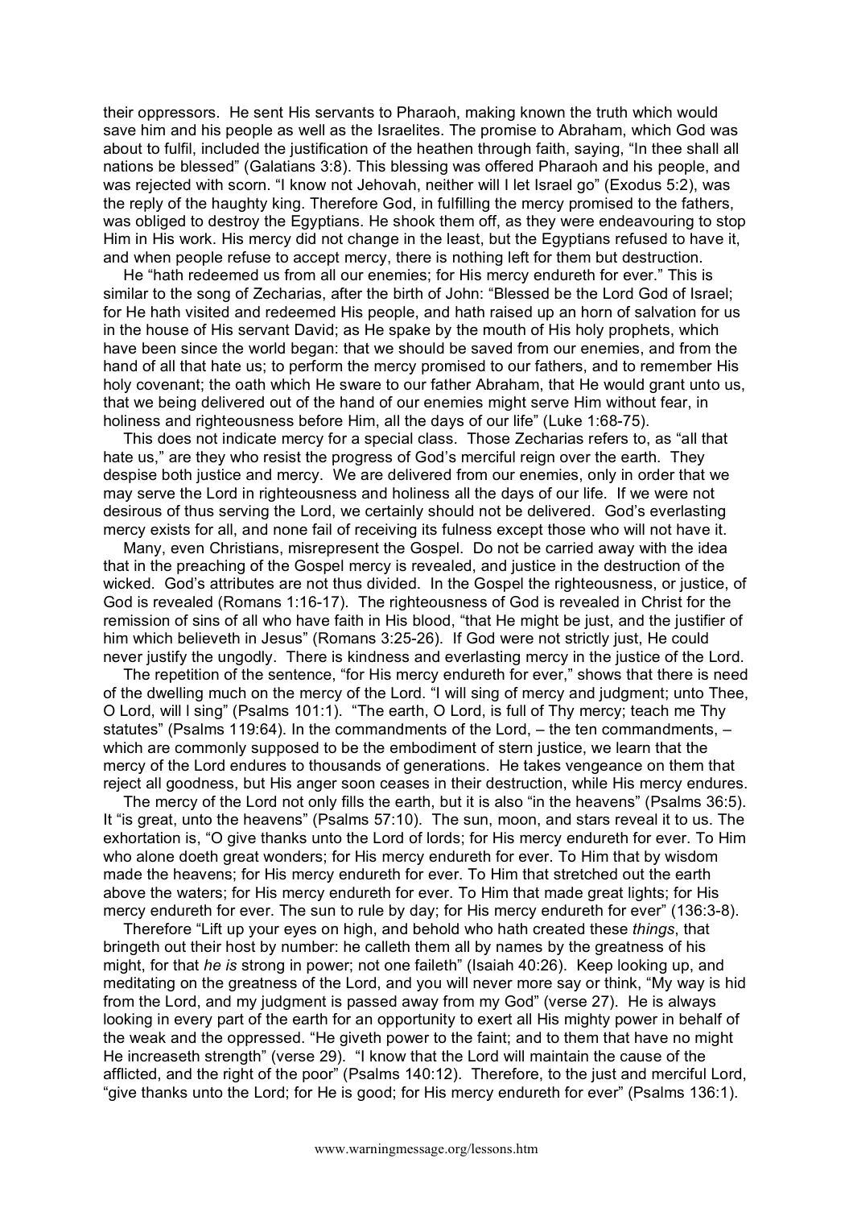their oppressors. He sent His servants to Pharaoh, making known the truth which would save him and his people as well as the Israelites. The promise to Abraham, which God was about to fulfil, included the justification of the heathen through faith, saying, "In thee shall all nations be blessed" (Galatians 3:8). This blessing was offered Pharaoh and his people, and was rejected with scorn. "I know not Jehovah, neither will I let Israel go" (Exodus 5:2), was the reply of the haughty king. Therefore God, in fulfilling the mercy promised to the fathers, was obliged to destroy the Egyptians. He shook them off, as they were endeavouring to stop Him in His work. His mercy did not change in the least, but the Egyptians refused to have it, and when people refuse to accept mercy, there is nothing left for them but destruction.

He "hath redeemed us from all our enemies; for His mercy endureth for ever." This is similar to the song of Zecharias, after the birth of John: "Blessed be the Lord God of Israel; for He hath visited and redeemed His people, and hath raised up an horn of salvation for us in the house of His servant David; as He spake by the mouth of His holy prophets, which have been since the world began: that we should be saved from our enemies, and from the hand of all that hate us; to perform the mercy promised to our fathers, and to remember His holy covenant; the oath which He sware to our father Abraham, that He would grant unto us, that we being delivered out of the hand of our enemies might serve Him without fear, in holiness and righteousness before Him, all the days of our life" (Luke 1:68-75).

This does not indicate mercy for a special class. Those Zecharias refers to, as "all that hate us," are they who resist the progress of God's merciful reign over the earth. They despise both justice and mercy. We are delivered from our enemies, only in order that we may serve the Lord in righteousness and holiness all the days of our life. If we were not desirous of thus serving the Lord, we certainly should not be delivered. God's everlasting mercy exists for all, and none fail of receiving its fulness except those who will not have it.

Many, even Christians, misrepresent the Gospel. Do not be carried away with the idea that in the preaching of the Gospel mercy is revealed, and justice in the destruction of the wicked. God's attributes are not thus divided. In the Gospel the righteousness, or justice, of God is revealed (Romans 1:16-17). The righteousness of God is revealed in Christ for the remission of sins of all who have faith in His blood, "that He might be just, and the justifier of him which believeth in Jesus" (Romans 3:25-26). If God were not strictly just, He could never justify the ungodly. There is kindness and everlasting mercy in the justice of the Lord.

The repetition of the sentence, "for His mercy endureth for ever," shows that there is need of the dwelling much on the mercy of the Lord. "I will sing of mercy and judgment; unto Thee, O Lord, will I sing" (Psalms 101:1). "The earth, O Lord, is full of Thy mercy; teach me Thy statutes" (Psalms 119:64). In the commandments of the Lord, – the ten commandments, – which are commonly supposed to be the embodiment of stern justice, we learn that the mercy of the Lord endures to thousands of generations. He takes vengeance on them that reject all goodness, but His anger soon ceases in their destruction, while His mercy endures.

The mercy of the Lord not only fills the earth, but it is also "in the heavens" (Psalms 36:5). It "is great, unto the heavens" (Psalms 57:10). The sun, moon, and stars reveal it to us. The exhortation is, "O give thanks unto the Lord of lords; for His mercy endureth for ever. To Him who alone doeth great wonders; for His mercy endureth for ever. To Him that by wisdom made the heavens; for His mercy endureth for ever. To Him that stretched out the earth above the waters; for His mercy endureth for ever. To Him that made great lights; for His mercy endureth for ever. The sun to rule by day; for His mercy endureth for ever" (136:3-8).

Therefore "Lift up your eyes on high, and behold who hath created these *things*, that bringeth out their host by number: he calleth them all by names by the greatness of his might, for that *he is* strong in power; not one faileth" (Isaiah 40:26). Keep looking up, and meditating on the greatness of the Lord, and you will never more say or think, "My way is hid from the Lord, and my judgment is passed away from my God" (verse 27). He is always looking in every part of the earth for an opportunity to exert all His mighty power in behalf of the weak and the oppressed. "He giveth power to the faint; and to them that have no might He increaseth strength" (verse 29). "I know that the Lord will maintain the cause of the afflicted, and the right of the poor" (Psalms 140:12). Therefore, to the just and merciful Lord, "give thanks unto the Lord; for He is good; for His mercy endureth for ever" (Psalms 136:1).